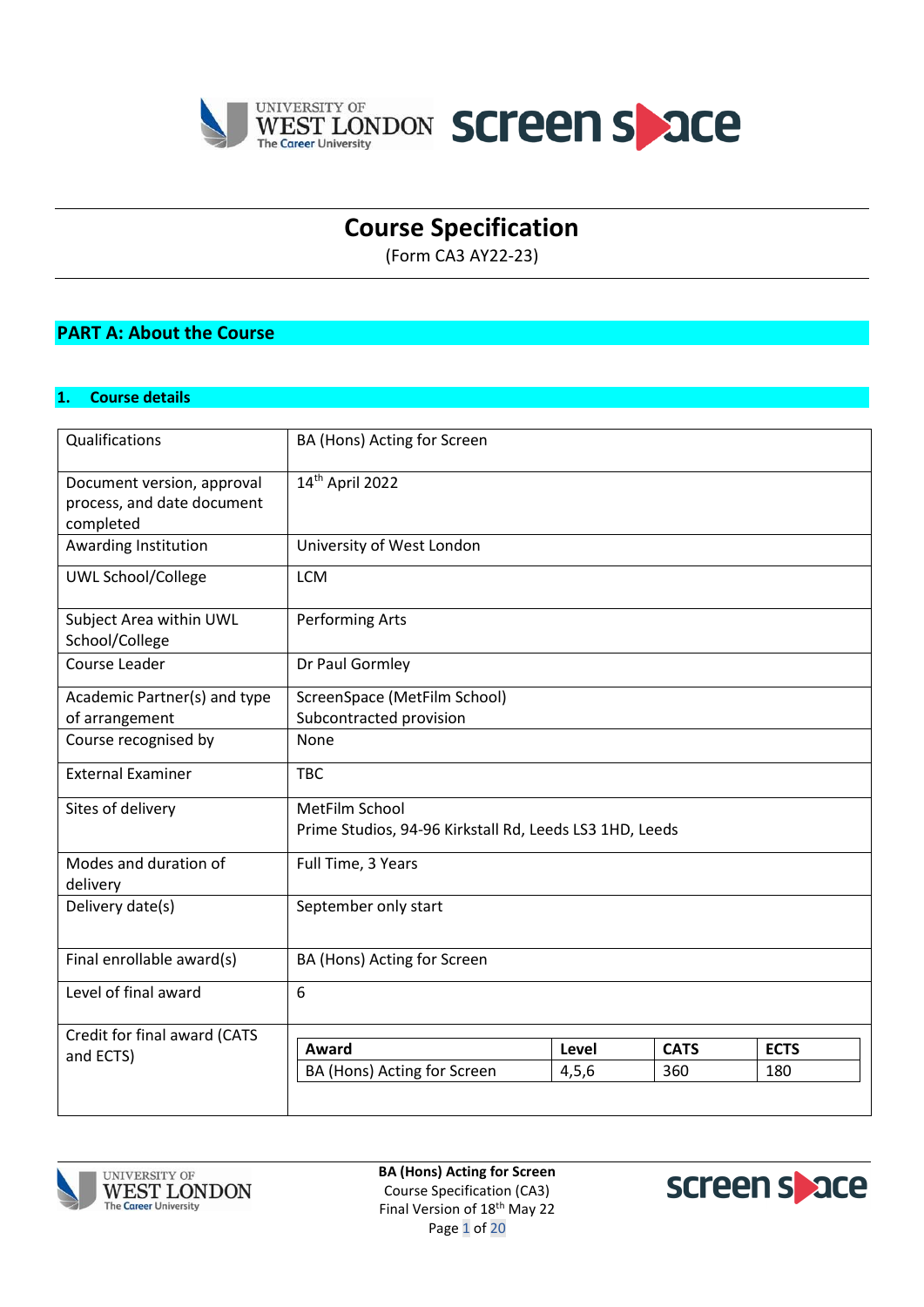# Course Specification

(Form CA3 AY22-23)

## PART A: About the Course

### 1. Course details

| | |
|---|---|
| Qualifications | BA (Hons) Acting for Screen |
| Document version, approval process, and date document completed | 14th April 2022 |
| Awarding Institution | University of West London |
| UWL School/College | LCM |
| Subject Area within UWL School/College | Performing Arts |
| Course Leader | Dr Paul Gormley |
| Academic Partner(s) and type of arrangement | ScreenSpace (MetFilm School)<br>Subcontracted provision |
| Course recognised by | None |
| External Examiner | TBC |
| Sites of delivery | MetFilm School<br>Prime Studios, 94-96 Kirkstall Rd, Leeds LS3 1HD, Leeds |
| Modes and duration of delivery | Full Time, 3 Years |
| Delivery date(s) | September only start |
| Final enrollable award(s) | BA (Hons) Acting for Screen |
| Level of final award | 6 |
| Credit for final award (CATS and ECTS) | |

| Award | Level | CATS | ECTS |
|---|---|---|---|
| BA (Hons) Acting for Screen | 4,5,6 | 360 | 180 |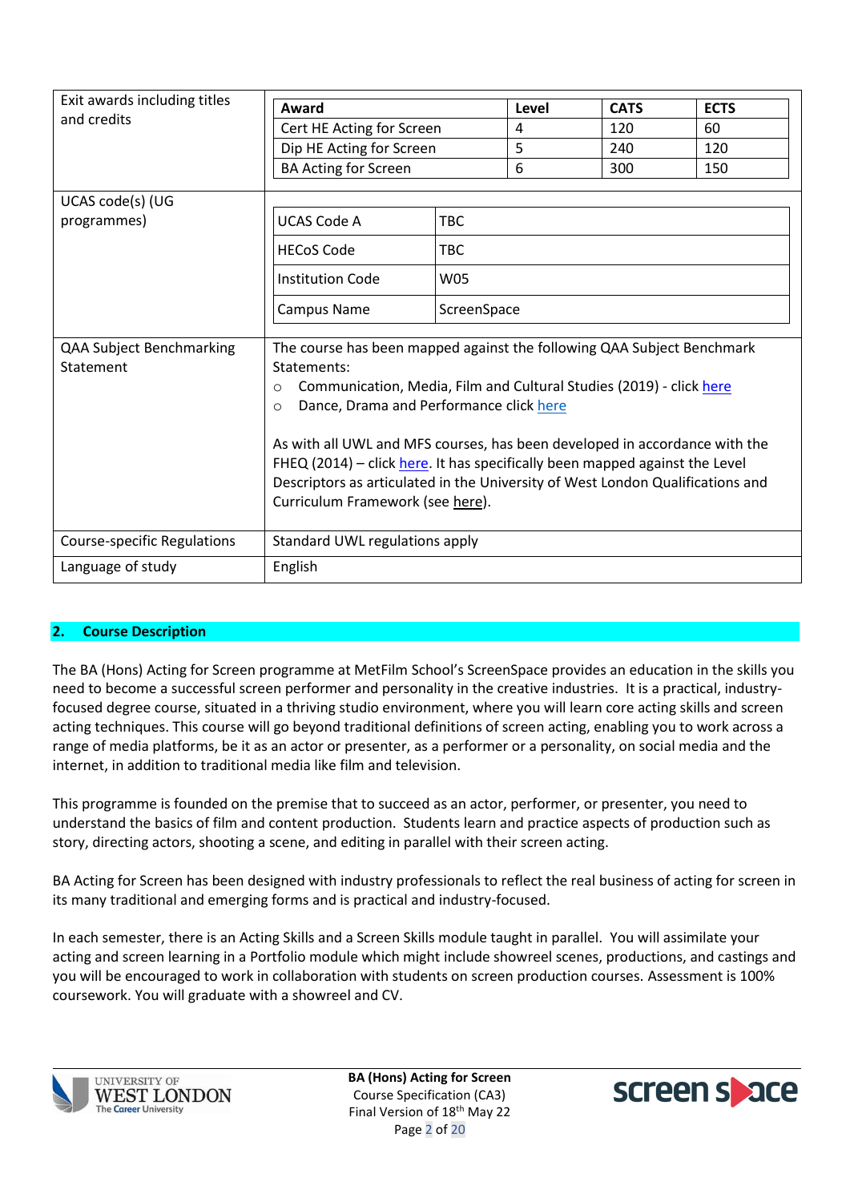| | |
|---|---|
| Exit awards including titles and credits | **Award** / **Level** / **CATS** / **ECTS**<br>Cert HE Acting for Screen / 4 / 120 / 60<br>Dip HE Acting for Screen / 5 / 240 / 120<br>BA Acting for Screen / 6 / 300 / 150 |
| UCAS code(s) (UG programmes) | UCAS Code A: TBC<br>HECoS Code: TBC<br>Institution Code: W05<br>Campus Name: ScreenSpace |
| QAA Subject Benchmarking Statement | The course has been mapped against the following QAA Subject Benchmark Statements:<br>○ Communication, Media, Film and Cultural Studies (2019) - click here<br>○ Dance, Drama and Performance click here<br><br>As with all UWL and MFS courses, has been developed in accordance with the FHEQ (2014) – click here. It has specifically been mapped against the Level Descriptors as articulated in the University of West London Qualifications and Curriculum Framework (see here). |
| Course-specific Regulations | Standard UWL regulations apply |
| Language of study | English |

## 2. Course Description

The BA (Hons) Acting for Screen programme at MetFilm School's ScreenSpace provides an education in the skills you need to become a successful screen performer and personality in the creative industries. It is a practical, industry-focused degree course, situated in a thriving studio environment, where you will learn core acting skills and screen acting techniques. This course will go beyond traditional definitions of screen acting, enabling you to work across a range of media platforms, be it as an actor or presenter, as a performer or a personality, on social media and the internet, in addition to traditional media like film and television.

This programme is founded on the premise that to succeed as an actor, performer, or presenter, you need to understand the basics of film and content production. Students learn and practice aspects of production such as story, directing actors, shooting a scene, and editing in parallel with their screen acting.

BA Acting for Screen has been designed with industry professionals to reflect the real business of acting for screen in its many traditional and emerging forms and is practical and industry-focused.

In each semester, there is an Acting Skills and a Screen Skills module taught in parallel. You will assimilate your acting and screen learning in a Portfolio module which might include showreel scenes, productions, and castings and you will be encouraged to work in collaboration with students on screen production courses. Assessment is 100% coursework. You will graduate with a showreel and CV.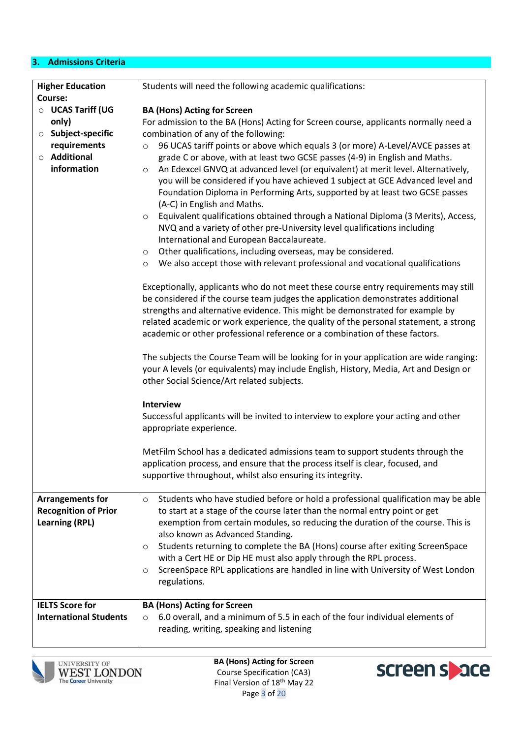## 3. Admissions Criteria

| | |
|---|---|
| **Higher Education Course:**<br>○ **UCAS Tariff (UG only)**<br>○ **Subject-specific requirements**<br>○ **Additional information** | Students will need the following academic qualifications:<br><br>**BA (Hons) Acting for Screen**<br>For admission to the BA (Hons) Acting for Screen course, applicants normally need a combination of any of the following:<br>○ 96 UCAS tariff points or above which equals 3 (or more) A-Level/AVCE passes at grade C or above, with at least two GCSE passes (4-9) in English and Maths.<br>○ An Edexcel GNVQ at advanced level (or equivalent) at merit level. Alternatively, you will be considered if you have achieved 1 subject at GCE Advanced level and Foundation Diploma in Performing Arts, supported by at least two GCSE passes (A-C) in English and Maths.<br>○ Equivalent qualifications obtained through a National Diploma (3 Merits), Access, NVQ and a variety of other pre-University level qualifications including International and European Baccalaureate.<br>○ Other qualifications, including overseas, may be considered.<br>○ We also accept those with relevant professional and vocational qualifications<br><br>Exceptionally, applicants who do not meet these course entry requirements may still be considered if the course team judges the application demonstrates additional strengths and alternative evidence. This might be demonstrated for example by related academic or work experience, the quality of the personal statement, a strong academic or other professional reference or a combination of these factors.<br><br>The subjects the Course Team will be looking for in your application are wide ranging: your A levels (or equivalents) may include English, History, Media, Art and Design or other Social Science/Art related subjects.<br><br>**Interview**<br>Successful applicants will be invited to interview to explore your acting and other appropriate experience.<br><br>MetFilm School has a dedicated admissions team to support students through the application process, and ensure that the process itself is clear, focused, and supportive throughout, whilst also ensuring its integrity. |
| **Arrangements for Recognition of Prior Learning (RPL)** | ○ Students who have studied before or hold a professional qualification may be able to start at a stage of the course later than the normal entry point or get exemption from certain modules, so reducing the duration of the course. This is also known as Advanced Standing.<br>○ Students returning to complete the BA (Hons) course after exiting ScreenSpace with a Cert HE or Dip HE must also apply through the RPL process.<br>○ ScreenSpace RPL applications are handled in line with University of West London regulations. |
| **IELTS Score for International Students** | **BA (Hons) Acting for Screen**<br>○ 6.0 overall, and a minimum of 5.5 in each of the four individual elements of reading, writing, speaking and listening |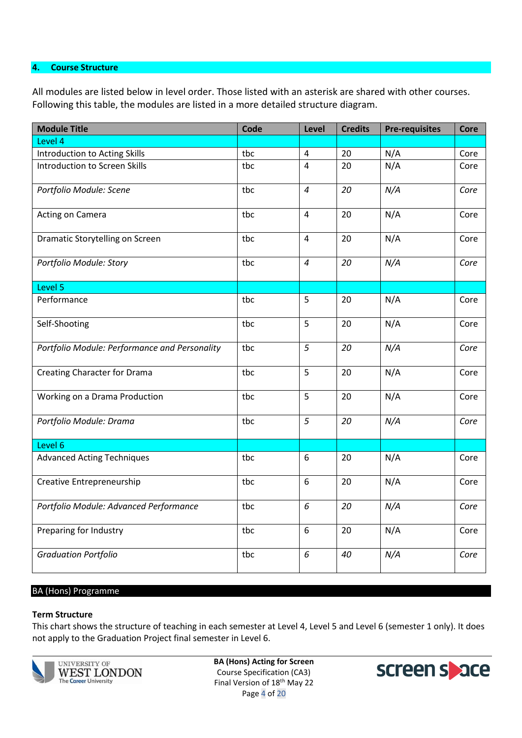## 4. Course Structure

All modules are listed below in level order. Those listed with an asterisk are shared with other courses. Following this table, the modules are listed in a more detailed structure diagram.

| Module Title | Code | Level | Credits | Pre-requisites | Core |
|---|---|---|---|---|---|
| Level 4 | | | | | |
| Introduction to Acting Skills | tbc | 4 | 20 | N/A | Core |
| Introduction to Screen Skills | tbc | 4 | 20 | N/A | Core |
| *Portfolio Module: Scene* | tbc | *4* | *20* | *N/A* | *Core* |
| Acting on Camera | tbc | 4 | 20 | N/A | Core |
| Dramatic Storytelling on Screen | tbc | 4 | 20 | N/A | Core |
| *Portfolio Module: Story* | tbc | *4* | *20* | *N/A* | *Core* |
| Level 5 | | | | | |
| Performance | tbc | 5 | 20 | N/A | Core |
| Self-Shooting | tbc | 5 | 20 | N/A | Core |
| *Portfolio Module: Performance and Personality* | tbc | *5* | *20* | *N/A* | *Core* |
| Creating Character for Drama | tbc | 5 | 20 | N/A | Core |
| Working on a Drama Production | tbc | 5 | 20 | N/A | Core |
| *Portfolio Module: Drama* | tbc | *5* | *20* | *N/A* | *Core* |
| Level 6 | | | | | |
| Advanced Acting Techniques | tbc | 6 | 20 | N/A | Core |
| Creative Entrepreneurship | tbc | 6 | 20 | N/A | Core |
| *Portfolio Module: Advanced Performance* | tbc | *6* | *20* | *N/A* | *Core* |
| Preparing for Industry | tbc | 6 | 20 | N/A | Core |
| *Graduation Portfolio* | tbc | *6* | *40* | *N/A* | *Core* |

## BA (Hons) Programme

**Term Structure**

This chart shows the structure of teaching in each semester at Level 4, Level 5 and Level 6 (semester 1 only). It does not apply to the Graduation Project final semester in Level 6.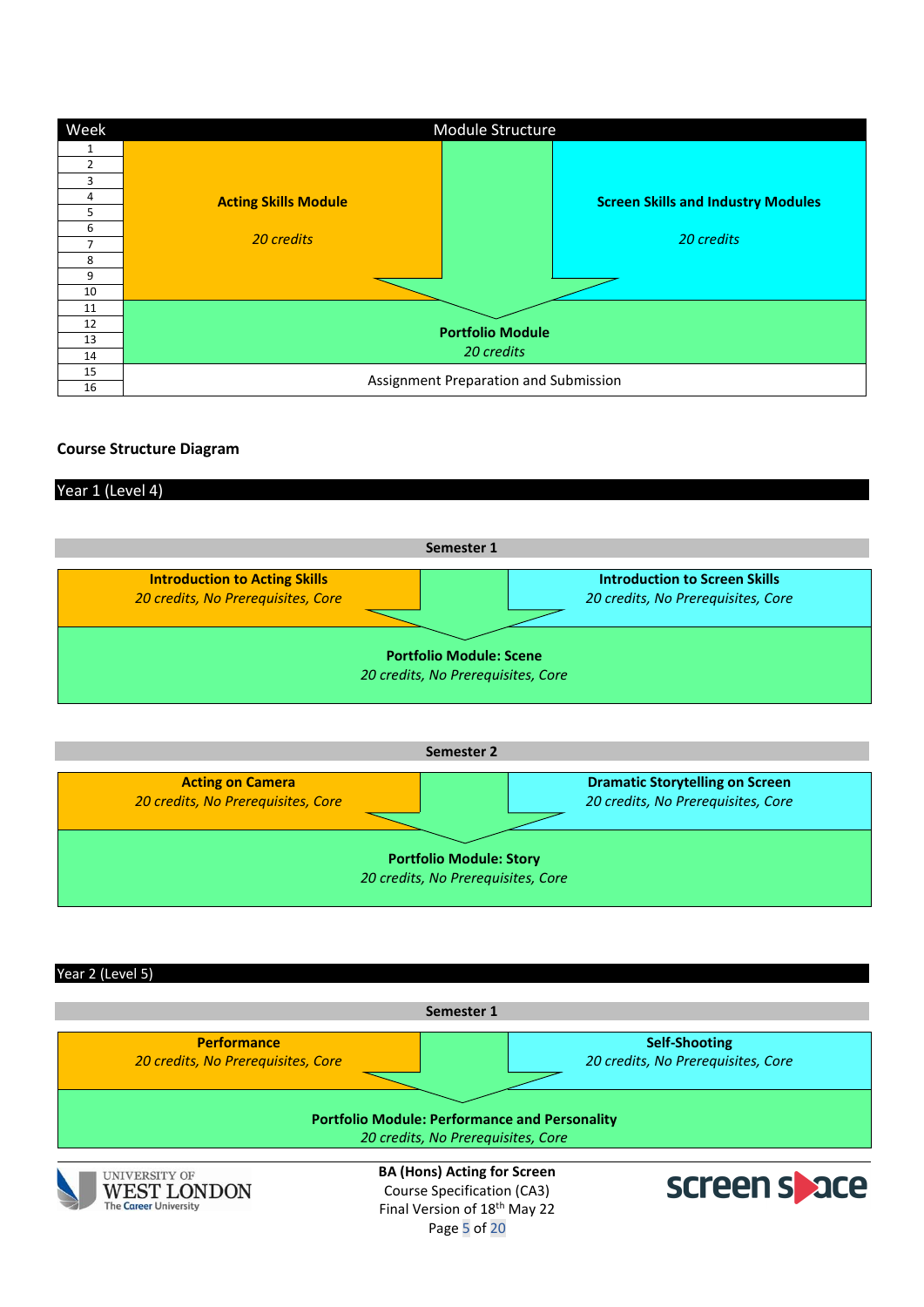| Week | Module Structure | | |
|---|---|---|---|
| 1 | **Acting Skills Module**<br>*20 credits* | | **Screen Skills and Industry Modules**<br>*20 credits* |
| 2 | | | |
| 3 | | | |
| 4 | | | |
| 5 | | | |
| 6 | | | |
| 7 | | | |
| 8 | | | |
| 9 | | | |
| 10 | | | |
| 11 | **Portfolio Module**<br>*20 credits* | | |
| 12 | | | |
| 13 | | | |
| 14 | | | |
| 15 | Assignment Preparation and Submission | | |
| 16 | | | |

**Course Structure Diagram**

## Year 1 (Level 4)

### Semester 1

| | |
|---|---|
| **Introduction to Acting Skills**<br>*20 credits, No Prerequisites, Core* | **Introduction to Screen Skills**<br>*20 credits, No Prerequisites, Core* |
| **Portfolio Module: Scene**<br>*20 credits, No Prerequisites, Core* | |

### Semester 2

| | |
|---|---|
| **Acting on Camera**<br>*20 credits, No Prerequisites, Core* | **Dramatic Storytelling on Screen**<br>*20 credits, No Prerequisites, Core* |
| **Portfolio Module: Story**<br>*20 credits, No Prerequisites, Core* | |

## Year 2 (Level 5)

### Semester 1

| | |
|---|---|
| **Performance**<br>*20 credits, No Prerequisites, Core* | **Self-Shooting**<br>*20 credits, No Prerequisites, Core* |
| **Portfolio Module: Performance and Personality**<br>*20 credits, No Prerequisites, Core* | |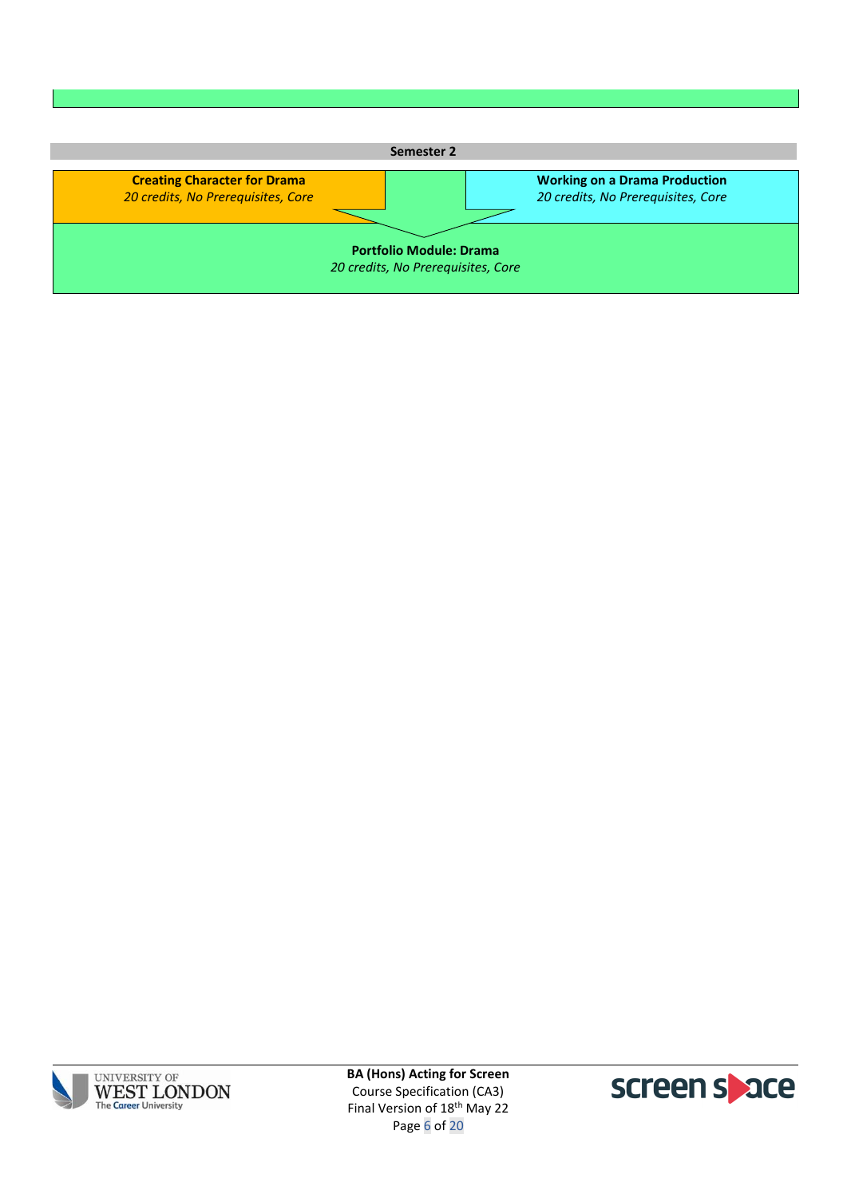**Semester 2**

| **Creating Character for Drama** *20 credits, No Prerequisites, Core* | **Working on a Drama Production** *20 credits, No Prerequisites, Core* |
|---|---|
| **Portfolio Module: Drama** *20 credits, No Prerequisites, Core* | |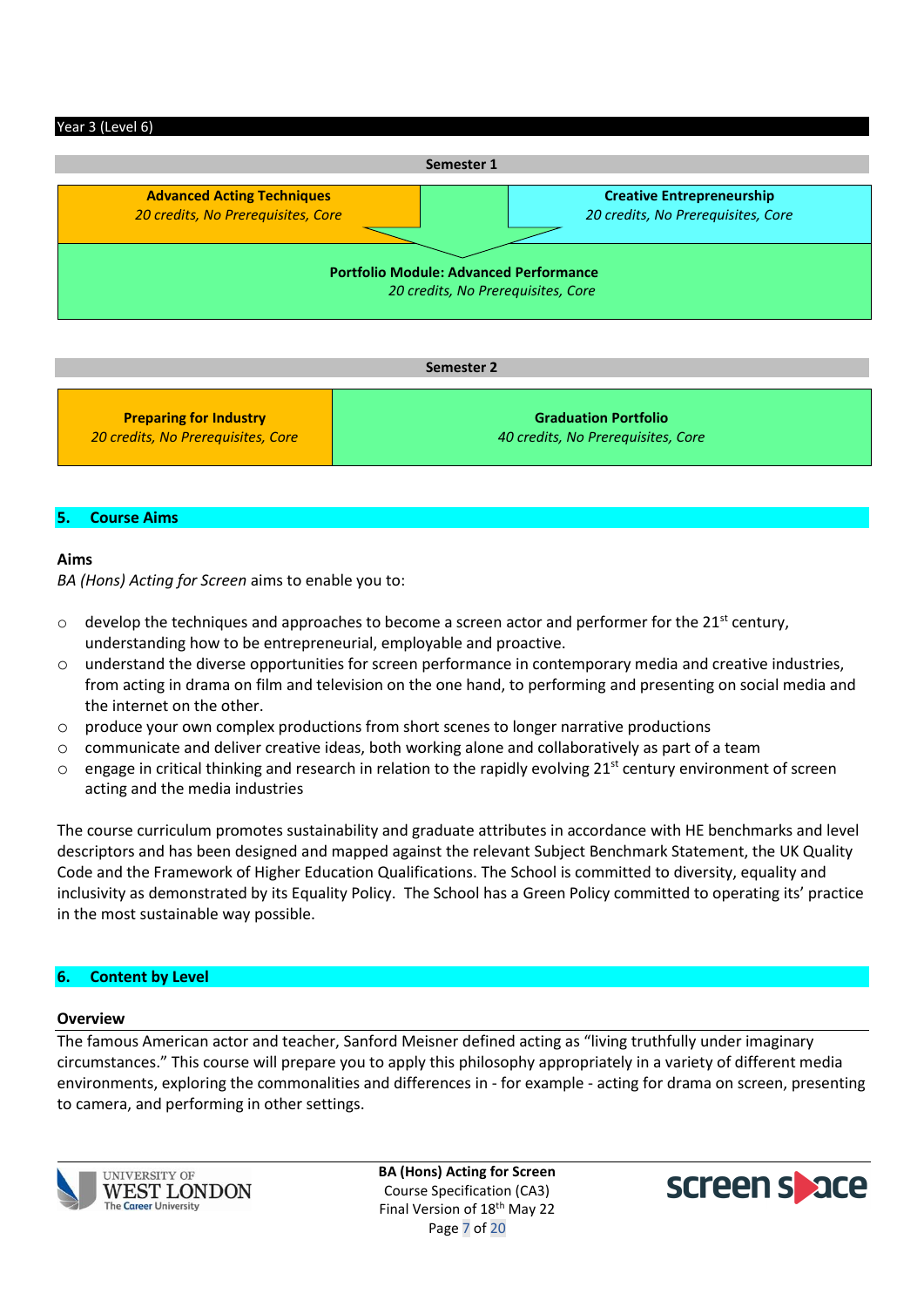Year 3 (Level 6)

**Semester 1**

| **Advanced Acting Techniques** *20 credits, No Prerequisites, Core* | **Creative Entrepreneurship** *20 credits, No Prerequisites, Core* |
|---|---|
| **Portfolio Module: Advanced Performance** *20 credits, No Prerequisites, Core* | |

**Semester 2**

| **Preparing for Industry** *20 credits, No Prerequisites, Core* | **Graduation Portfolio** *40 credits, No Prerequisites, Core* |
|---|---|

## 5. Course Aims

**Aims**

*BA (Hons) Acting for Screen* aims to enable you to:

- develop the techniques and approaches to become a screen actor and performer for the 21st century, understanding how to be entrepreneurial, employable and proactive.
- understand the diverse opportunities for screen performance in contemporary media and creative industries, from acting in drama on film and television on the one hand, to performing and presenting on social media and the internet on the other.
- produce your own complex productions from short scenes to longer narrative productions
- communicate and deliver creative ideas, both working alone and collaboratively as part of a team
- engage in critical thinking and research in relation to the rapidly evolving 21st century environment of screen acting and the media industries

The course curriculum promotes sustainability and graduate attributes in accordance with HE benchmarks and level descriptors and has been designed and mapped against the relevant Subject Benchmark Statement, the UK Quality Code and the Framework of Higher Education Qualifications. The School is committed to diversity, equality and inclusivity as demonstrated by its Equality Policy. The School has a Green Policy committed to operating its' practice in the most sustainable way possible.

## 6. Content by Level

**Overview**

The famous American actor and teacher, Sanford Meisner defined acting as "living truthfully under imaginary circumstances." This course will prepare you to apply this philosophy appropriately in a variety of different media environments, exploring the commonalities and differences in - for example - acting for drama on screen, presenting to camera, and performing in other settings.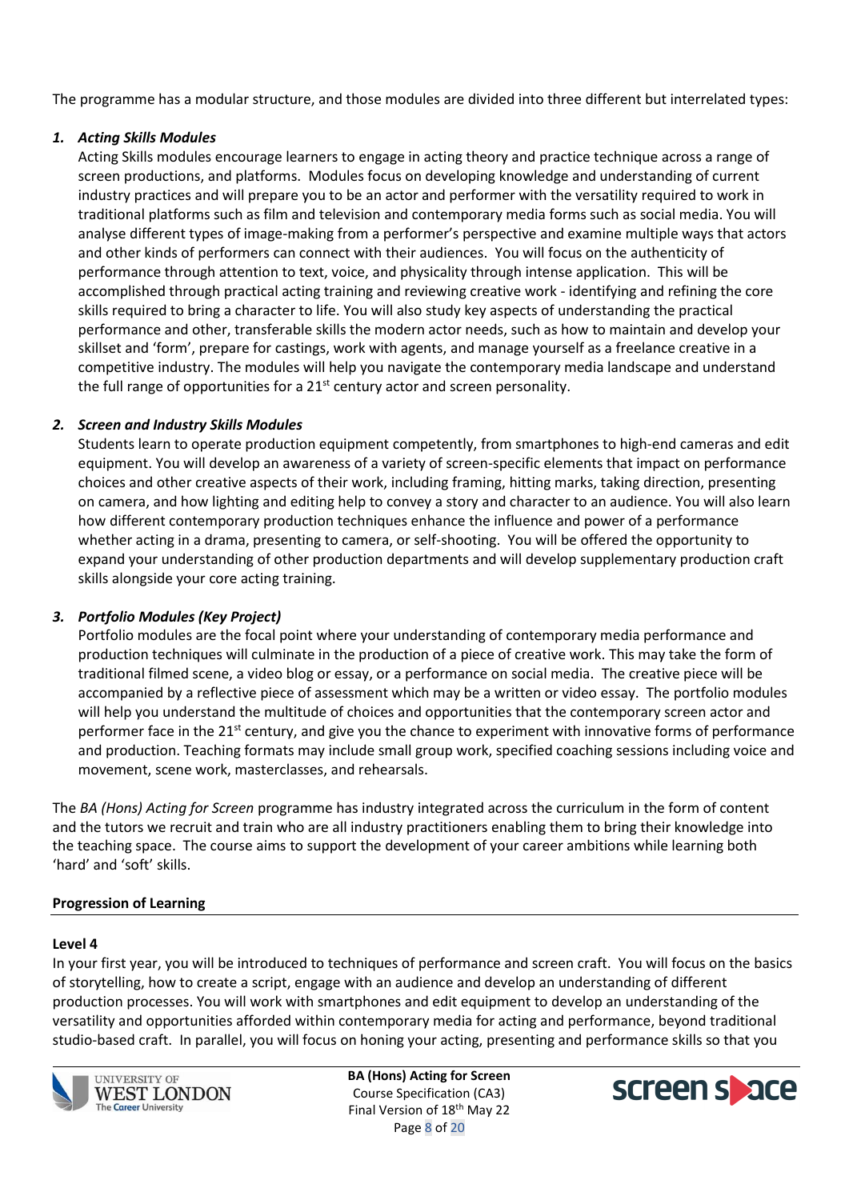The programme has a modular structure, and those modules are divided into three different but interrelated types:

1. ***Acting Skills Modules***
   Acting Skills modules encourage learners to engage in acting theory and practice technique across a range of screen productions, and platforms. Modules focus on developing knowledge and understanding of current industry practices and will prepare you to be an actor and performer with the versatility required to work in traditional platforms such as film and television and contemporary media forms such as social media. You will analyse different types of image-making from a performer's perspective and examine multiple ways that actors and other kinds of performers can connect with their audiences. You will focus on the authenticity of performance through attention to text, voice, and physicality through intense application. This will be accomplished through practical acting training and reviewing creative work - identifying and refining the core skills required to bring a character to life. You will also study key aspects of understanding the practical performance and other, transferable skills the modern actor needs, such as how to maintain and develop your skillset and 'form', prepare for castings, work with agents, and manage yourself as a freelance creative in a competitive industry. The modules will help you navigate the contemporary media landscape and understand the full range of opportunities for a 21st century actor and screen personality.

2. ***Screen and Industry Skills Modules***
   Students learn to operate production equipment competently, from smartphones to high-end cameras and edit equipment. You will develop an awareness of a variety of screen-specific elements that impact on performance choices and other creative aspects of their work, including framing, hitting marks, taking direction, presenting on camera, and how lighting and editing help to convey a story and character to an audience. You will also learn how different contemporary production techniques enhance the influence and power of a performance whether acting in a drama, presenting to camera, or self-shooting. You will be offered the opportunity to expand your understanding of other production departments and will develop supplementary production craft skills alongside your core acting training.

3. ***Portfolio Modules (Key Project)***
   Portfolio modules are the focal point where your understanding of contemporary media performance and production techniques will culminate in the production of a piece of creative work. This may take the form of traditional filmed scene, a video blog or essay, or a performance on social media. The creative piece will be accompanied by a reflective piece of assessment which may be a written or video essay. The portfolio modules will help you understand the multitude of choices and opportunities that the contemporary screen actor and performer face in the 21st century, and give you the chance to experiment with innovative forms of performance and production. Teaching formats may include small group work, specified coaching sessions including voice and movement, scene work, masterclasses, and rehearsals.

The *BA (Hons) Acting for Screen* programme has industry integrated across the curriculum in the form of content and the tutors we recruit and train who are all industry practitioners enabling them to bring their knowledge into the teaching space. The course aims to support the development of your career ambitions while learning both 'hard' and 'soft' skills.

**Progression of Learning**

**Level 4**

In your first year, you will be introduced to techniques of performance and screen craft. You will focus on the basics of storytelling, how to create a script, engage with an audience and develop an understanding of different production processes. You will work with smartphones and edit equipment to develop an understanding of the versatility and opportunities afforded within contemporary media for acting and performance, beyond traditional studio-based craft. In parallel, you will focus on honing your acting, presenting and performance skills so that you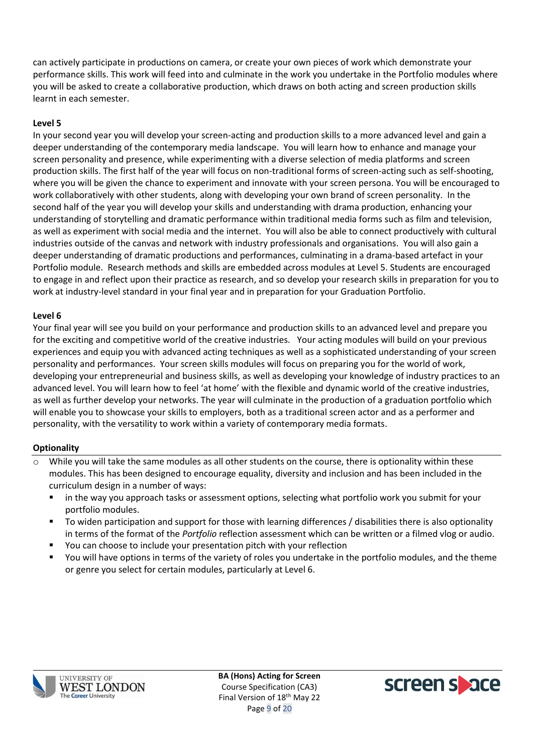can actively participate in productions on camera, or create your own pieces of work which demonstrate your performance skills. This work will feed into and culminate in the work you undertake in the Portfolio modules where you will be asked to create a collaborative production, which draws on both acting and screen production skills learnt in each semester.

**Level 5**

In your second year you will develop your screen-acting and production skills to a more advanced level and gain a deeper understanding of the contemporary media landscape. You will learn how to enhance and manage your screen personality and presence, while experimenting with a diverse selection of media platforms and screen production skills. The first half of the year will focus on non-traditional forms of screen-acting such as self-shooting, where you will be given the chance to experiment and innovate with your screen persona. You will be encouraged to work collaboratively with other students, along with developing your own brand of screen personality. In the second half of the year you will develop your skills and understanding with drama production, enhancing your understanding of storytelling and dramatic performance within traditional media forms such as film and television, as well as experiment with social media and the internet. You will also be able to connect productively with cultural industries outside of the canvas and network with industry professionals and organisations. You will also gain a deeper understanding of dramatic productions and performances, culminating in a drama-based artefact in your Portfolio module. Research methods and skills are embedded across modules at Level 5. Students are encouraged to engage in and reflect upon their practice as research, and so develop your research skills in preparation for you to work at industry-level standard in your final year and in preparation for your Graduation Portfolio.

**Level 6**

Your final year will see you build on your performance and production skills to an advanced level and prepare you for the exciting and competitive world of the creative industries. Your acting modules will build on your previous experiences and equip you with advanced acting techniques as well as a sophisticated understanding of your screen personality and performances. Your screen skills modules will focus on preparing you for the world of work, developing your entrepreneurial and business skills, as well as developing your knowledge of industry practices to an advanced level. You will learn how to feel 'at home' with the flexible and dynamic world of the creative industries, as well as further develop your networks. The year will culminate in the production of a graduation portfolio which will enable you to showcase your skills to employers, both as a traditional screen actor and as a performer and personality, with the versatility to work within a variety of contemporary media formats.

**Optionality**

- While you will take the same modules as all other students on the course, there is optionality within these modules. This has been designed to encourage equality, diversity and inclusion and has been included in the curriculum design in a number of ways:
  - in the way you approach tasks or assessment options, selecting what portfolio work you submit for your portfolio modules.
  - To widen participation and support for those with learning differences / disabilities there is also optionality in terms of the format of the *Portfolio* reflection assessment which can be written or a filmed vlog or audio.
  - You can choose to include your presentation pitch with your reflection
  - You will have options in terms of the variety of roles you undertake in the portfolio modules, and the theme or genre you select for certain modules, particularly at Level 6.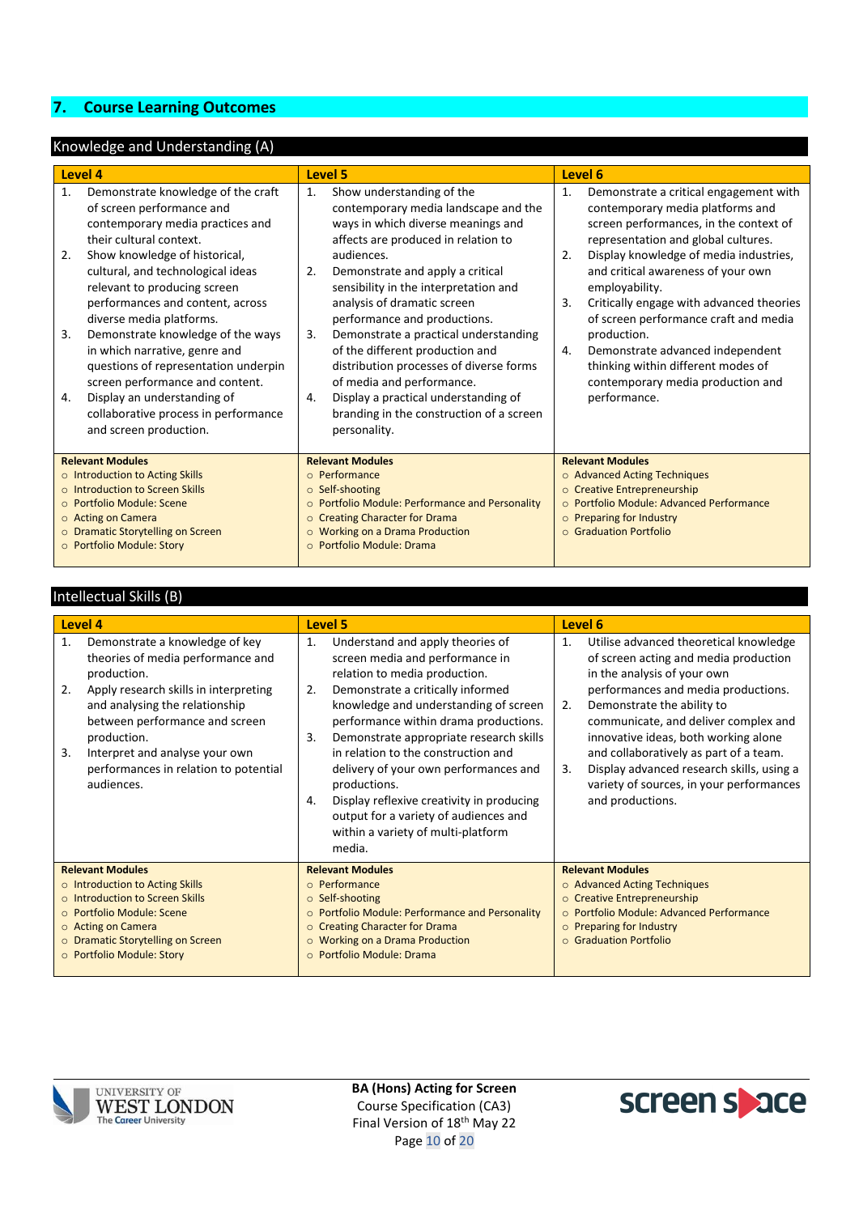## 7. Course Learning Outcomes

### Knowledge and Understanding (A)

| Level 4 | Level 5 | Level 6 |
|---|---|---|
| 1. Demonstrate knowledge of the craft of screen performance and contemporary media practices and their cultural context.<br>2. Show knowledge of historical, cultural, and technological ideas relevant to producing screen performances and content, across diverse media platforms.<br>3. Demonstrate knowledge of the ways in which narrative, genre and questions of representation underpin screen performance and content.<br>4. Display an understanding of collaborative process in performance and screen production. | 1. Show understanding of the contemporary media landscape and the ways in which diverse meanings and affects are produced in relation to audiences.<br>2. Demonstrate and apply a critical sensibility in the interpretation and analysis of dramatic screen performance and productions.<br>3. Demonstrate a practical understanding of the different production and distribution processes of diverse forms of media and performance.<br>4. Display a practical understanding of branding in the construction of a screen personality. | 1. Demonstrate a critical engagement with contemporary media platforms and screen performances, in the context of representation and global cultures.<br>2. Display knowledge of media industries, and critical awareness of your own employability.<br>3. Critically engage with advanced theories of screen performance craft and media production.<br>4. Demonstrate advanced independent thinking within different modes of contemporary media production and performance. |
| **Relevant Modules**<br>○ Introduction to Acting Skills<br>○ Introduction to Screen Skills<br>○ Portfolio Module: Scene<br>○ Acting on Camera<br>○ Dramatic Storytelling on Screen<br>○ Portfolio Module: Story | **Relevant Modules**<br>○ Performance<br>○ Self-shooting<br>○ Portfolio Module: Performance and Personality<br>○ Creating Character for Drama<br>○ Working on a Drama Production<br>○ Portfolio Module: Drama | **Relevant Modules**<br>○ Advanced Acting Techniques<br>○ Creative Entrepreneurship<br>○ Portfolio Module: Advanced Performance<br>○ Preparing for Industry<br>○ Graduation Portfolio |

### Intellectual Skills (B)

| Level 4 | Level 5 | Level 6 |
|---|---|---|
| 1. Demonstrate a knowledge of key theories of media performance and production.<br>2. Apply research skills in interpreting and analysing the relationship between performance and screen production.<br>3. Interpret and analyse your own performances in relation to potential audiences. | 1. Understand and apply theories of screen media and performance in relation to media production.<br>2. Demonstrate a critically informed knowledge and understanding of screen performance within drama productions.<br>3. Demonstrate appropriate research skills in relation to the construction and delivery of your own performances and productions.<br>4. Display reflexive creativity in producing output for a variety of audiences and within a variety of multi-platform media. | 1. Utilise advanced theoretical knowledge of screen acting and media production in the analysis of your own performances and media productions.<br>2. Demonstrate the ability to communicate, and deliver complex and innovative ideas, both working alone and collaboratively as part of a team.<br>3. Display advanced research skills, using a variety of sources, in your performances and productions. |
| **Relevant Modules**<br>○ Introduction to Acting Skills<br>○ Introduction to Screen Skills<br>○ Portfolio Module: Scene<br>○ Acting on Camera<br>○ Dramatic Storytelling on Screen<br>○ Portfolio Module: Story | **Relevant Modules**<br>○ Performance<br>○ Self-shooting<br>○ Portfolio Module: Performance and Personality<br>○ Creating Character for Drama<br>○ Working on a Drama Production<br>○ Portfolio Module: Drama | **Relevant Modules**<br>○ Advanced Acting Techniques<br>○ Creative Entrepreneurship<br>○ Portfolio Module: Advanced Performance<br>○ Preparing for Industry<br>○ Graduation Portfolio |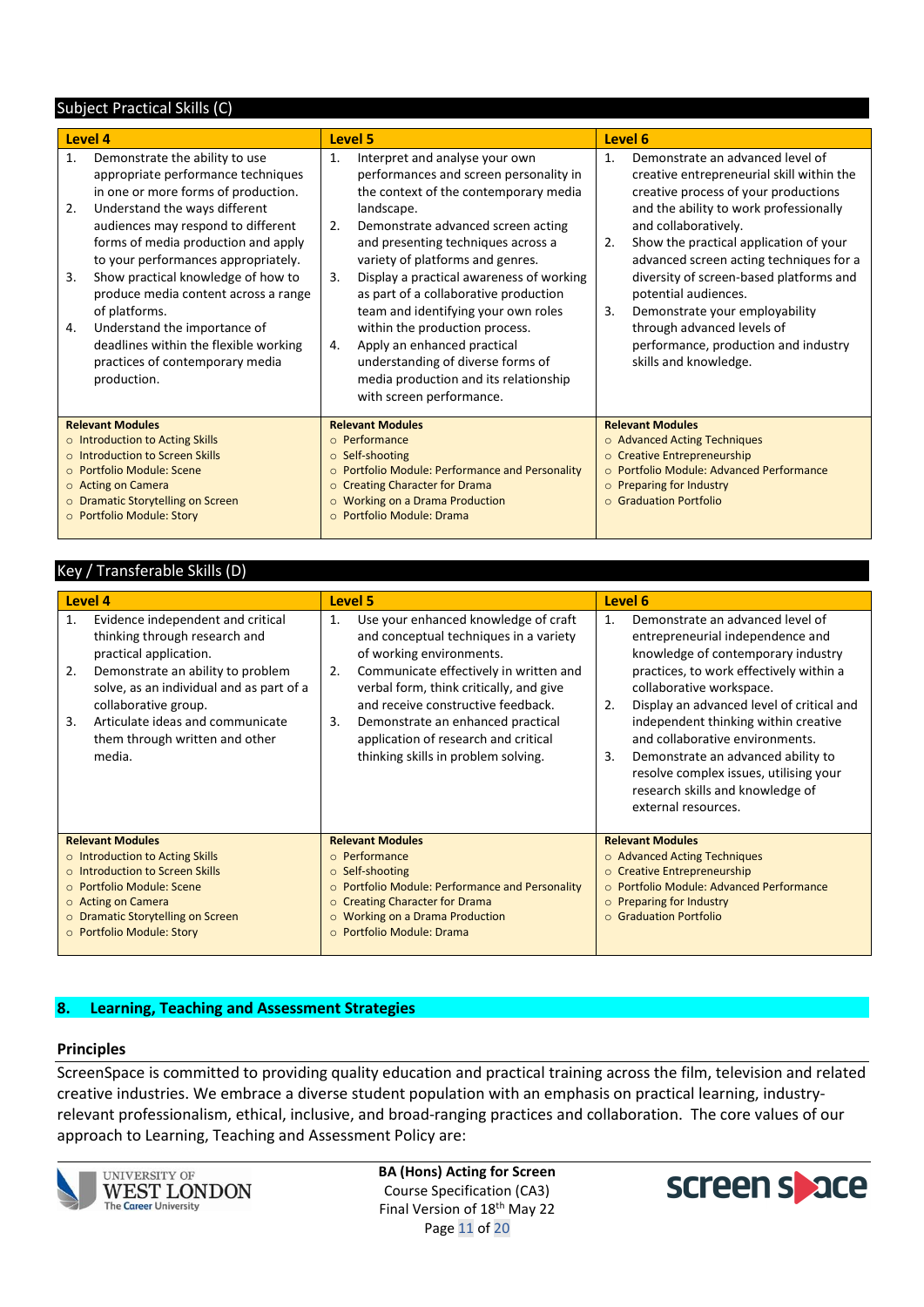## Subject Practical Skills (C)

| Level 4 | Level 5 | Level 6 |
|---|---|---|
| 1. Demonstrate the ability to use appropriate performance techniques in one or more forms of production.<br>2. Understand the ways different audiences may respond to different forms of media production and apply to your performances appropriately.<br>3. Show practical knowledge of how to produce media content across a range of platforms.<br>4. Understand the importance of deadlines within the flexible working practices of contemporary media production. | 1. Interpret and analyse your own performances and screen personality in the context of the contemporary media landscape.<br>2. Demonstrate advanced screen acting and presenting techniques across a variety of platforms and genres.<br>3. Display a practical awareness of working as part of a collaborative production team and identifying your own roles within the production process.<br>4. Apply an enhanced practical understanding of diverse forms of media production and its relationship with screen performance. | 1. Demonstrate an advanced level of creative entrepreneurial skill within the creative process of your productions and the ability to work professionally and collaboratively.<br>2. Show the practical application of your advanced screen acting techniques for a diversity of screen-based platforms and potential audiences.<br>3. Demonstrate your employability through advanced levels of performance, production and industry skills and knowledge. |
| **Relevant Modules**<br>○ Introduction to Acting Skills<br>○ Introduction to Screen Skills<br>○ Portfolio Module: Scene<br>○ Acting on Camera<br>○ Dramatic Storytelling on Screen<br>○ Portfolio Module: Story | **Relevant Modules**<br>○ Performance<br>○ Self-shooting<br>○ Portfolio Module: Performance and Personality<br>○ Creating Character for Drama<br>○ Working on a Drama Production<br>○ Portfolio Module: Drama | **Relevant Modules**<br>○ Advanced Acting Techniques<br>○ Creative Entrepreneurship<br>○ Portfolio Module: Advanced Performance<br>○ Preparing for Industry<br>○ Graduation Portfolio |

## Key / Transferable Skills (D)

| Level 4 | Level 5 | Level 6 |
|---|---|---|
| 1. Evidence independent and critical thinking through research and practical application.<br>2. Demonstrate an ability to problem solve, as an individual and as part of a collaborative group.<br>3. Articulate ideas and communicate them through written and other media. | 1. Use your enhanced knowledge of craft and conceptual techniques in a variety of working environments.<br>2. Communicate effectively in written and verbal form, think critically, and give and receive constructive feedback.<br>3. Demonstrate an enhanced practical application of research and critical thinking skills in problem solving. | 1. Demonstrate an advanced level of entrepreneurial independence and knowledge of contemporary industry practices, to work effectively within a collaborative workspace.<br>2. Display an advanced level of critical and independent thinking within creative and collaborative environments.<br>3. Demonstrate an advanced ability to resolve complex issues, utilising your research skills and knowledge of external resources. |
| **Relevant Modules**<br>○ Introduction to Acting Skills<br>○ Introduction to Screen Skills<br>○ Portfolio Module: Scene<br>○ Acting on Camera<br>○ Dramatic Storytelling on Screen<br>○ Portfolio Module: Story | **Relevant Modules**<br>○ Performance<br>○ Self-shooting<br>○ Portfolio Module: Performance and Personality<br>○ Creating Character for Drama<br>○ Working on a Drama Production<br>○ Portfolio Module: Drama | **Relevant Modules**<br>○ Advanced Acting Techniques<br>○ Creative Entrepreneurship<br>○ Portfolio Module: Advanced Performance<br>○ Preparing for Industry<br>○ Graduation Portfolio |

## 8. Learning, Teaching and Assessment Strategies

### Principles

ScreenSpace is committed to providing quality education and practical training across the film, television and related creative industries. We embrace a diverse student population with an emphasis on practical learning, industry-relevant professionalism, ethical, inclusive, and broad-ranging practices and collaboration. The core values of our approach to Learning, Teaching and Assessment Policy are: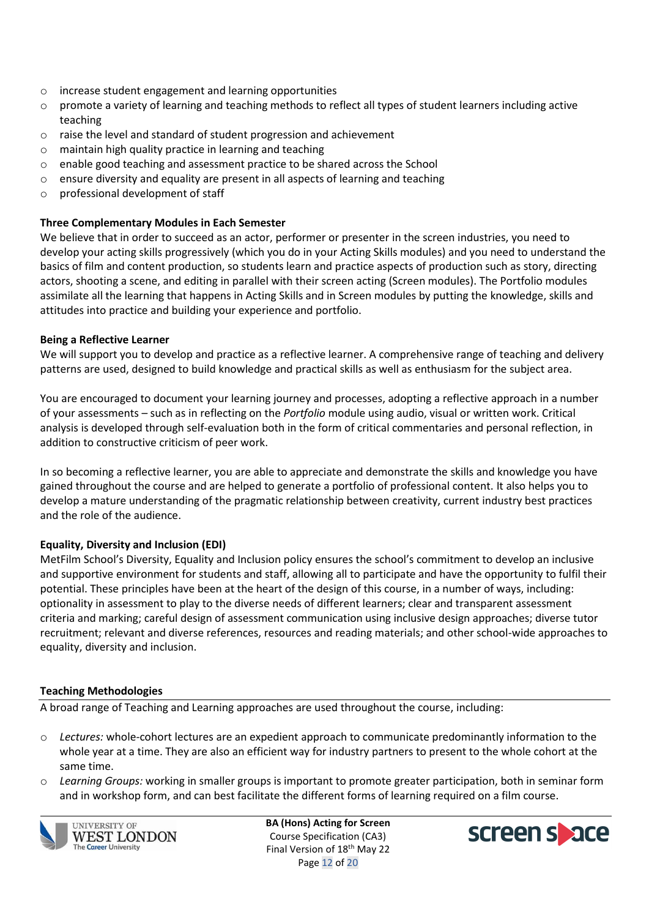- increase student engagement and learning opportunities
- promote a variety of learning and teaching methods to reflect all types of student learners including active teaching
- raise the level and standard of student progression and achievement
- maintain high quality practice in learning and teaching
- enable good teaching and assessment practice to be shared across the School
- ensure diversity and equality are present in all aspects of learning and teaching
- professional development of staff

**Three Complementary Modules in Each Semester**

We believe that in order to succeed as an actor, performer or presenter in the screen industries, you need to develop your acting skills progressively (which you do in your Acting Skills modules) and you need to understand the basics of film and content production, so students learn and practice aspects of production such as story, directing actors, shooting a scene, and editing in parallel with their screen acting (Screen modules). The Portfolio modules assimilate all the learning that happens in Acting Skills and in Screen modules by putting the knowledge, skills and attitudes into practice and building your experience and portfolio.

**Being a Reflective Learner**

We will support you to develop and practice as a reflective learner. A comprehensive range of teaching and delivery patterns are used, designed to build knowledge and practical skills as well as enthusiasm for the subject area.

You are encouraged to document your learning journey and processes, adopting a reflective approach in a number of your assessments – such as in reflecting on the *Portfolio* module using audio, visual or written work. Critical analysis is developed through self-evaluation both in the form of critical commentaries and personal reflection, in addition to constructive criticism of peer work.

In so becoming a reflective learner, you are able to appreciate and demonstrate the skills and knowledge you have gained throughout the course and are helped to generate a portfolio of professional content. It also helps you to develop a mature understanding of the pragmatic relationship between creativity, current industry best practices and the role of the audience.

**Equality, Diversity and Inclusion (EDI)**

MetFilm School's Diversity, Equality and Inclusion policy ensures the school's commitment to develop an inclusive and supportive environment for students and staff, allowing all to participate and have the opportunity to fulfil their potential. These principles have been at the heart of the design of this course, in a number of ways, including: optionality in assessment to play to the diverse needs of different learners; clear and transparent assessment criteria and marking; careful design of assessment communication using inclusive design approaches; diverse tutor recruitment; relevant and diverse references, resources and reading materials; and other school-wide approaches to equality, diversity and inclusion.

**Teaching Methodologies**

A broad range of Teaching and Learning approaches are used throughout the course, including:

- *Lectures:* whole-cohort lectures are an expedient approach to communicate predominantly information to the whole year at a time. They are also an efficient way for industry partners to present to the whole cohort at the same time.
- *Learning Groups:* working in smaller groups is important to promote greater participation, both in seminar form and in workshop form, and can best facilitate the different forms of learning required on a film course.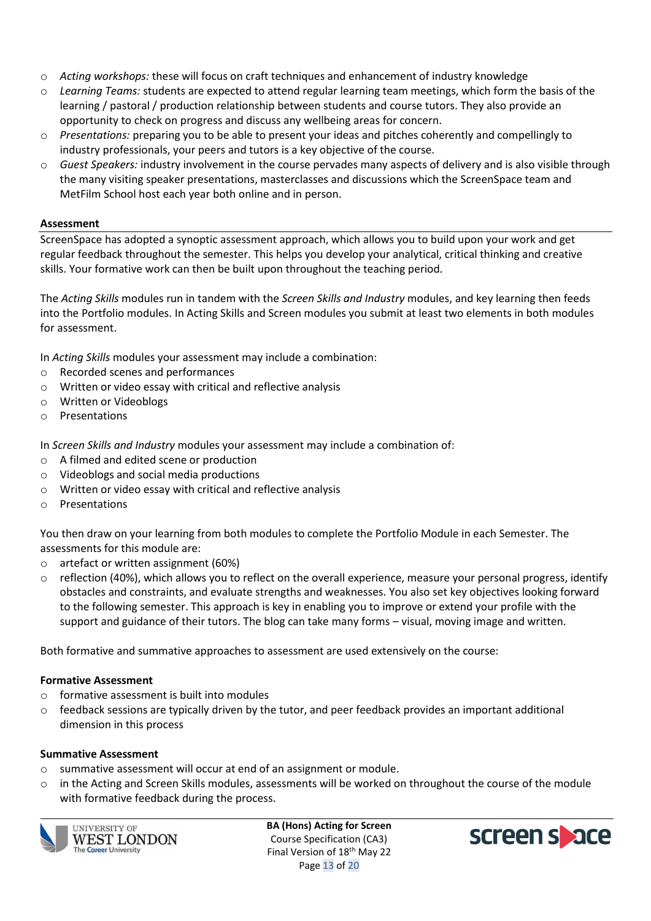- *Acting workshops:* these will focus on craft techniques and enhancement of industry knowledge
- *Learning Teams:* students are expected to attend regular learning team meetings, which form the basis of the learning / pastoral / production relationship between students and course tutors. They also provide an opportunity to check on progress and discuss any wellbeing areas for concern.
- *Presentations:* preparing you to be able to present your ideas and pitches coherently and compellingly to industry professionals, your peers and tutors is a key objective of the course.
- *Guest Speakers:* industry involvement in the course pervades many aspects of delivery and is also visible through the many visiting speaker presentations, masterclasses and discussions which the ScreenSpace team and MetFilm School host each year both online and in person.

**Assessment**

ScreenSpace has adopted a synoptic assessment approach, which allows you to build upon your work and get regular feedback throughout the semester. This helps you develop your analytical, critical thinking and creative skills. Your formative work can then be built upon throughout the teaching period.

The *Acting Skills* modules run in tandem with the *Screen Skills and Industry* modules, and key learning then feeds into the Portfolio modules. In Acting Skills and Screen modules you submit at least two elements in both modules for assessment.

In *Acting Skills* modules your assessment may include a combination:

- Recorded scenes and performances
- Written or video essay with critical and reflective analysis
- Written or Videoblogs
- Presentations

In *Screen Skills and Industry* modules your assessment may include a combination of:

- A filmed and edited scene or production
- Videoblogs and social media productions
- Written or video essay with critical and reflective analysis
- Presentations

You then draw on your learning from both modules to complete the Portfolio Module in each Semester. The assessments for this module are:

- artefact or written assignment (60%)
- reflection (40%), which allows you to reflect on the overall experience, measure your personal progress, identify obstacles and constraints, and evaluate strengths and weaknesses. You also set key objectives looking forward to the following semester. This approach is key in enabling you to improve or extend your profile with the support and guidance of their tutors. The blog can take many forms – visual, moving image and written.

Both formative and summative approaches to assessment are used extensively on the course:

**Formative Assessment**

- formative assessment is built into modules
- feedback sessions are typically driven by the tutor, and peer feedback provides an important additional dimension in this process

**Summative Assessment**

- summative assessment will occur at end of an assignment or module.
- in the Acting and Screen Skills modules, assessments will be worked on throughout the course of the module with formative feedback during the process.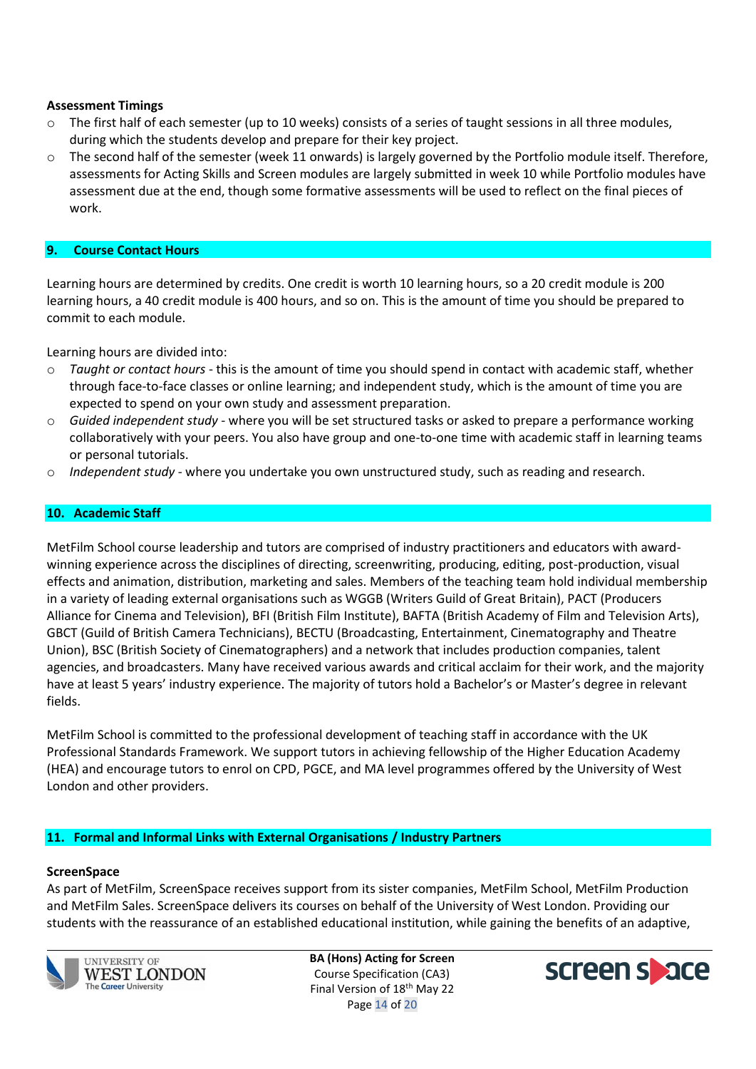**Assessment Timings**

- The first half of each semester (up to 10 weeks) consists of a series of taught sessions in all three modules, during which the students develop and prepare for their key project.
- The second half of the semester (week 11 onwards) is largely governed by the Portfolio module itself. Therefore, assessments for Acting Skills and Screen modules are largely submitted in week 10 while Portfolio modules have assessment due at the end, though some formative assessments will be used to reflect on the final pieces of work.

## 9. Course Contact Hours

Learning hours are determined by credits. One credit is worth 10 learning hours, so a 20 credit module is 200 learning hours, a 40 credit module is 400 hours, and so on. This is the amount of time you should be prepared to commit to each module.

Learning hours are divided into:

- *Taught or contact hours* - this is the amount of time you should spend in contact with academic staff, whether through face-to-face classes or online learning; and independent study, which is the amount of time you are expected to spend on your own study and assessment preparation.
- *Guided independent study* - where you will be set structured tasks or asked to prepare a performance working collaboratively with your peers. You also have group and one-to-one time with academic staff in learning teams or personal tutorials.
- *Independent study* - where you undertake you own unstructured study, such as reading and research.

## 10. Academic Staff

MetFilm School course leadership and tutors are comprised of industry practitioners and educators with award-winning experience across the disciplines of directing, screenwriting, producing, editing, post-production, visual effects and animation, distribution, marketing and sales. Members of the teaching team hold individual membership in a variety of leading external organisations such as WGGB (Writers Guild of Great Britain), PACT (Producers Alliance for Cinema and Television), BFI (British Film Institute), BAFTA (British Academy of Film and Television Arts), GBCT (Guild of British Camera Technicians), BECTU (Broadcasting, Entertainment, Cinematography and Theatre Union), BSC (British Society of Cinematographers) and a network that includes production companies, talent agencies, and broadcasters. Many have received various awards and critical acclaim for their work, and the majority have at least 5 years' industry experience. The majority of tutors hold a Bachelor's or Master's degree in relevant fields.

MetFilm School is committed to the professional development of teaching staff in accordance with the UK Professional Standards Framework. We support tutors in achieving fellowship of the Higher Education Academy (HEA) and encourage tutors to enrol on CPD, PGCE, and MA level programmes offered by the University of West London and other providers.

## 11. Formal and Informal Links with External Organisations / Industry Partners

**ScreenSpace**

As part of MetFilm, ScreenSpace receives support from its sister companies, MetFilm School, MetFilm Production and MetFilm Sales. ScreenSpace delivers its courses on behalf of the University of West London. Providing our students with the reassurance of an established educational institution, while gaining the benefits of an adaptive,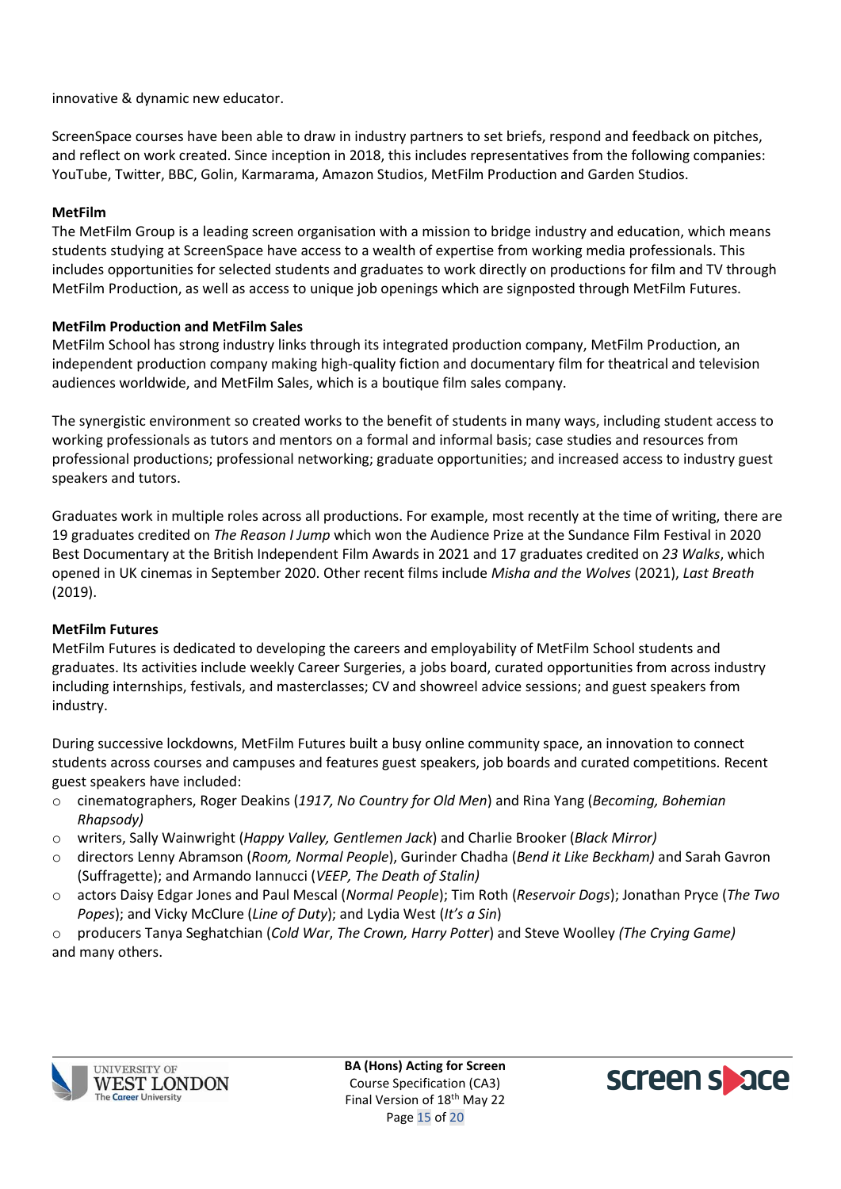innovative & dynamic new educator.

ScreenSpace courses have been able to draw in industry partners to set briefs, respond and feedback on pitches, and reflect on work created. Since inception in 2018, this includes representatives from the following companies: YouTube, Twitter, BBC, Golin, Karmarama, Amazon Studios, MetFilm Production and Garden Studios.

**MetFilm**

The MetFilm Group is a leading screen organisation with a mission to bridge industry and education, which means students studying at ScreenSpace have access to a wealth of expertise from working media professionals. This includes opportunities for selected students and graduates to work directly on productions for film and TV through MetFilm Production, as well as access to unique job openings which are signposted through MetFilm Futures.

**MetFilm Production and MetFilm Sales**

MetFilm School has strong industry links through its integrated production company, MetFilm Production, an independent production company making high-quality fiction and documentary film for theatrical and television audiences worldwide, and MetFilm Sales, which is a boutique film sales company.

The synergistic environment so created works to the benefit of students in many ways, including student access to working professionals as tutors and mentors on a formal and informal basis; case studies and resources from professional productions; professional networking; graduate opportunities; and increased access to industry guest speakers and tutors.

Graduates work in multiple roles across all productions. For example, most recently at the time of writing, there are 19 graduates credited on *The Reason I Jump* which won the Audience Prize at the Sundance Film Festival in 2020 Best Documentary at the British Independent Film Awards in 2021 and 17 graduates credited on *23 Walks*, which opened in UK cinemas in September 2020. Other recent films include *Misha and the Wolves* (2021), *Last Breath* (2019).

**MetFilm Futures**

MetFilm Futures is dedicated to developing the careers and employability of MetFilm School students and graduates. Its activities include weekly Career Surgeries, a jobs board, curated opportunities from across industry including internships, festivals, and masterclasses; CV and showreel advice sessions; and guest speakers from industry.

During successive lockdowns, MetFilm Futures built a busy online community space, an innovation to connect students across courses and campuses and features guest speakers, job boards and curated competitions. Recent guest speakers have included:

- cinematographers, Roger Deakins (*1917, No Country for Old Men*) and Rina Yang (*Becoming, Bohemian Rhapsody)*
- writers, Sally Wainwright (*Happy Valley, Gentlemen Jack*) and Charlie Brooker (*Black Mirror)*
- directors Lenny Abramson (*Room, Normal People*), Gurinder Chadha (*Bend it Like Beckham)* and Sarah Gavron (Suffragette); and Armando Iannucci (*VEEP, The Death of Stalin)*
- actors Daisy Edgar Jones and Paul Mescal (*Normal People*); Tim Roth (*Reservoir Dogs*); Jonathan Pryce (*The Two Popes*); and Vicky McClure (*Line of Duty*); and Lydia West (*It's a Sin*)
- producers Tanya Seghatchian (*Cold War*, *The Crown, Harry Potter*) and Steve Woolley *(The Crying Game)*

and many others.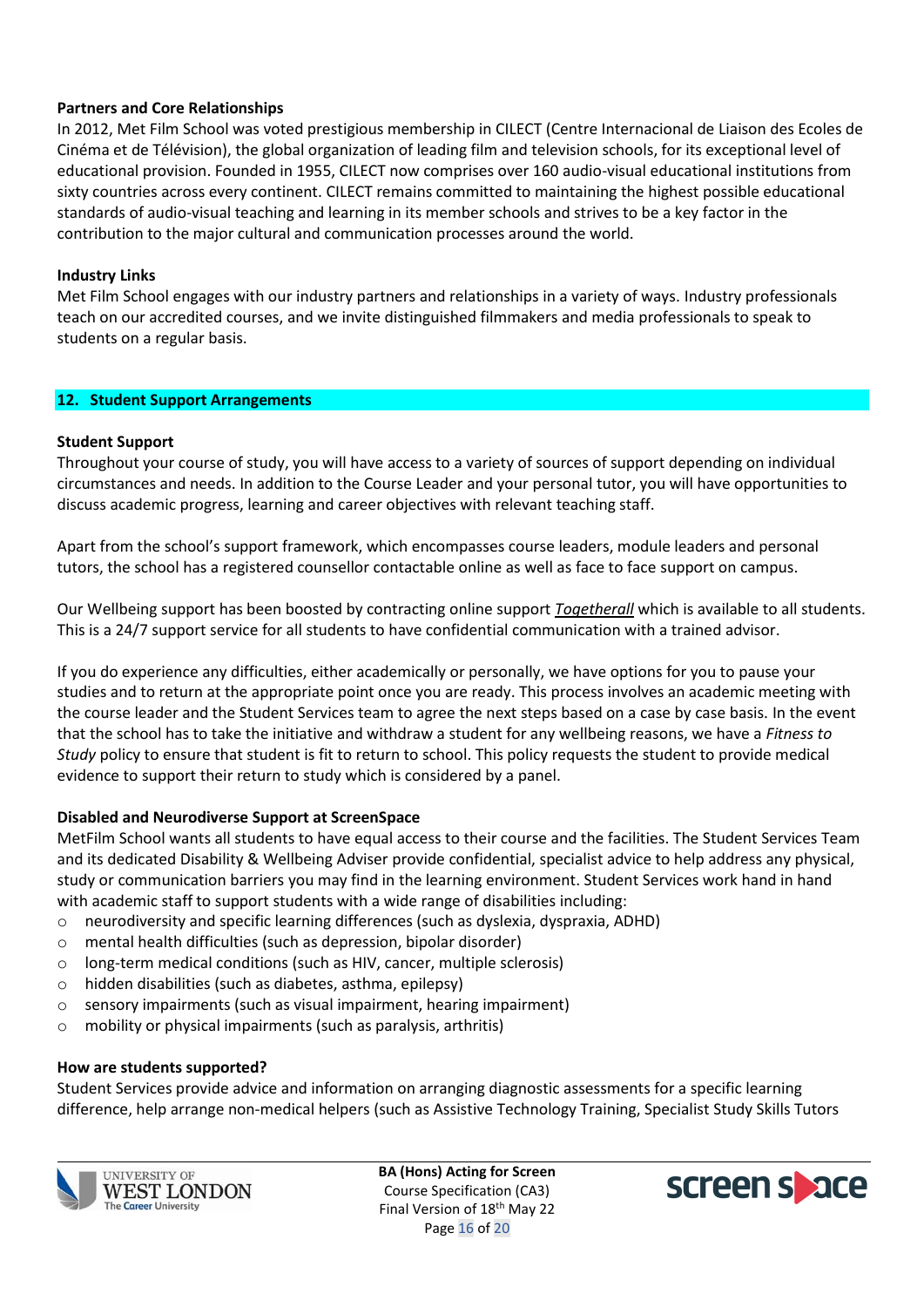**Partners and Core Relationships**

In 2012, Met Film School was voted prestigious membership in CILECT (Centre Internacional de Liaison des Ecoles de Cinéma et de Télévision), the global organization of leading film and television schools, for its exceptional level of educational provision. Founded in 1955, CILECT now comprises over 160 audio-visual educational institutions from sixty countries across every continent. CILECT remains committed to maintaining the highest possible educational standards of audio-visual teaching and learning in its member schools and strives to be a key factor in the contribution to the major cultural and communication processes around the world.

**Industry Links**

Met Film School engages with our industry partners and relationships in a variety of ways. Industry professionals teach on our accredited courses, and we invite distinguished filmmakers and media professionals to speak to students on a regular basis.

## 12. Student Support Arrangements

**Student Support**

Throughout your course of study, you will have access to a variety of sources of support depending on individual circumstances and needs. In addition to the Course Leader and your personal tutor, you will have opportunities to discuss academic progress, learning and career objectives with relevant teaching staff.

Apart from the school's support framework, which encompasses course leaders, module leaders and personal tutors, the school has a registered counsellor contactable online as well as face to face support on campus.

Our Wellbeing support has been boosted by contracting online support ***Togetherall*** which is available to all students. This is a 24/7 support service for all students to have confidential communication with a trained advisor.

If you do experience any difficulties, either academically or personally, we have options for you to pause your studies and to return at the appropriate point once you are ready. This process involves an academic meeting with the course leader and the Student Services team to agree the next steps based on a case by case basis. In the event that the school has to take the initiative and withdraw a student for any wellbeing reasons, we have a *Fitness to Study* policy to ensure that student is fit to return to school. This policy requests the student to provide medical evidence to support their return to study which is considered by a panel.

**Disabled and Neurodiverse Support at ScreenSpace**

MetFilm School wants all students to have equal access to their course and the facilities. The Student Services Team and its dedicated Disability & Wellbeing Adviser provide confidential, specialist advice to help address any physical, study or communication barriers you may find in the learning environment. Student Services work hand in hand with academic staff to support students with a wide range of disabilities including:

- neurodiversity and specific learning differences (such as dyslexia, dyspraxia, ADHD)
- mental health difficulties (such as depression, bipolar disorder)
- long-term medical conditions (such as HIV, cancer, multiple sclerosis)
- hidden disabilities (such as diabetes, asthma, epilepsy)
- sensory impairments (such as visual impairment, hearing impairment)
- mobility or physical impairments (such as paralysis, arthritis)

**How are students supported?**

Student Services provide advice and information on arranging diagnostic assessments for a specific learning difference, help arrange non-medical helpers (such as Assistive Technology Training, Specialist Study Skills Tutors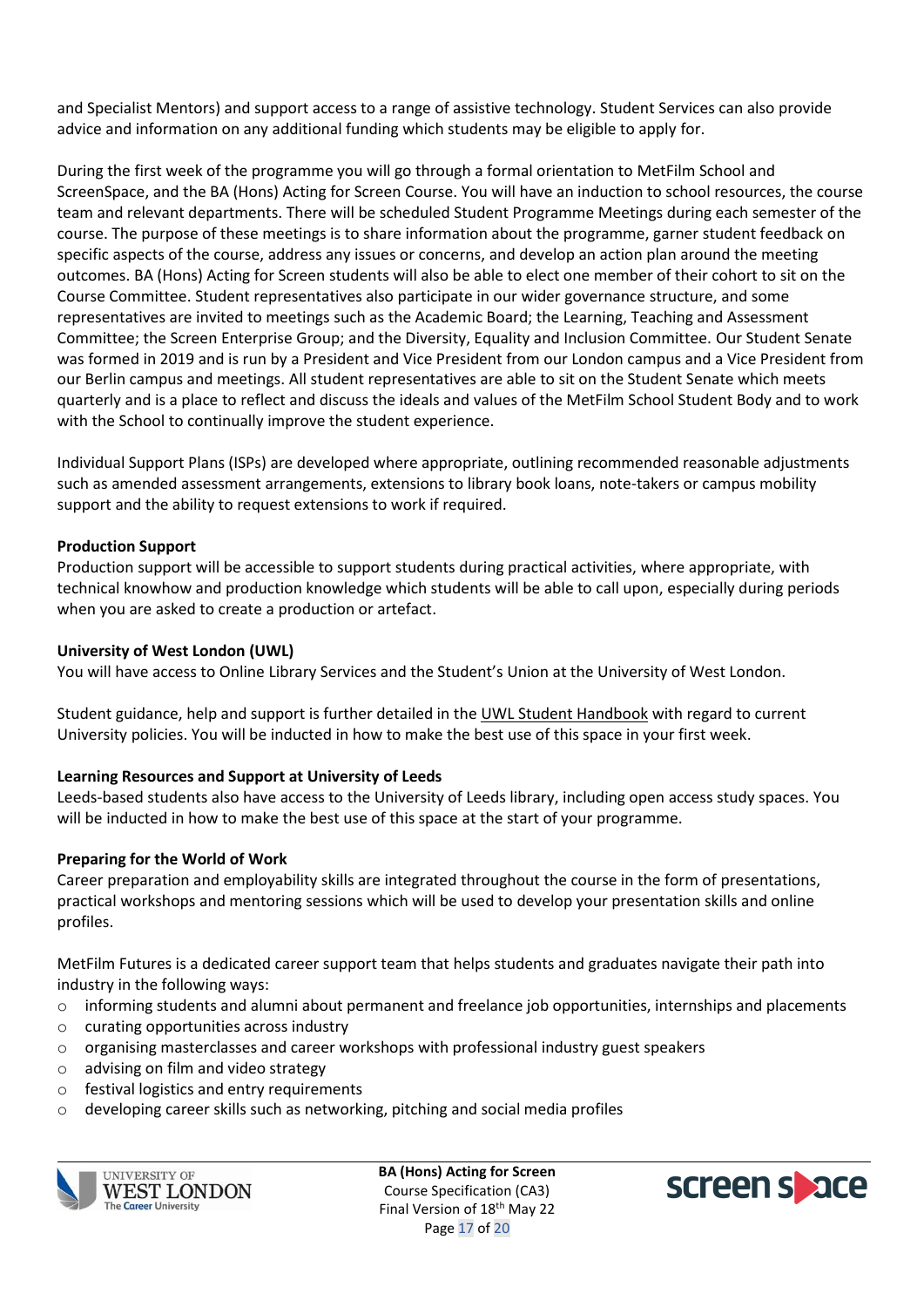and Specialist Mentors) and support access to a range of assistive technology. Student Services can also provide advice and information on any additional funding which students may be eligible to apply for.

During the first week of the programme you will go through a formal orientation to MetFilm School and ScreenSpace, and the BA (Hons) Acting for Screen Course. You will have an induction to school resources, the course team and relevant departments. There will be scheduled Student Programme Meetings during each semester of the course. The purpose of these meetings is to share information about the programme, garner student feedback on specific aspects of the course, address any issues or concerns, and develop an action plan around the meeting outcomes. BA (Hons) Acting for Screen students will also be able to elect one member of their cohort to sit on the Course Committee. Student representatives also participate in our wider governance structure, and some representatives are invited to meetings such as the Academic Board; the Learning, Teaching and Assessment Committee; the Screen Enterprise Group; and the Diversity, Equality and Inclusion Committee. Our Student Senate was formed in 2019 and is run by a President and Vice President from our London campus and a Vice President from our Berlin campus and meetings. All student representatives are able to sit on the Student Senate which meets quarterly and is a place to reflect and discuss the ideals and values of the MetFilm School Student Body and to work with the School to continually improve the student experience.

Individual Support Plans (ISPs) are developed where appropriate, outlining recommended reasonable adjustments such as amended assessment arrangements, extensions to library book loans, note-takers or campus mobility support and the ability to request extensions to work if required.

**Production Support**

Production support will be accessible to support students during practical activities, where appropriate, with technical knowhow and production knowledge which students will be able to call upon, especially during periods when you are asked to create a production or artefact.

**University of West London (UWL)**

You will have access to Online Library Services and the Student's Union at the University of West London.

Student guidance, help and support is further detailed in the UWL Student Handbook with regard to current University policies. You will be inducted in how to make the best use of this space in your first week.

**Learning Resources and Support at University of Leeds**

Leeds-based students also have access to the University of Leeds library, including open access study spaces. You will be inducted in how to make the best use of this space at the start of your programme.

**Preparing for the World of Work**

Career preparation and employability skills are integrated throughout the course in the form of presentations, practical workshops and mentoring sessions which will be used to develop your presentation skills and online profiles.

MetFilm Futures is a dedicated career support team that helps students and graduates navigate their path into industry in the following ways:

- informing students and alumni about permanent and freelance job opportunities, internships and placements
- curating opportunities across industry
- organising masterclasses and career workshops with professional industry guest speakers
- advising on film and video strategy
- festival logistics and entry requirements
- developing career skills such as networking, pitching and social media profiles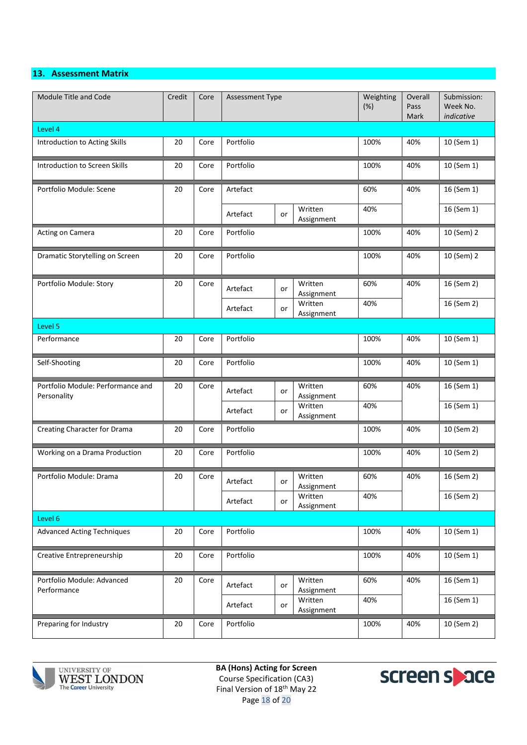## 13. Assessment Matrix

| Module Title and Code | Credit | Core | Assessment Type | | | Weighting (%) | Overall Pass Mark | Submission: Week No. *indicative* |
|---|---|---|---|---|---|---|---|---|
| **Level 4** | | | | | | | | |
| Introduction to Acting Skills | 20 | Core | Portfolio | | | 100% | 40% | 10 (Sem 1) |
| Introduction to Screen Skills | 20 | Core | Portfolio | | | 100% | 40% | 10 (Sem 1) |
| Portfolio Module: Scene | 20 | Core | Artefact | | | 60% | 40% | 16 (Sem 1) |
| | | | Artefact | or | Written Assignment | 40% | | 16 (Sem 1) |
| Acting on Camera | 20 | Core | Portfolio | | | 100% | 40% | 10 (Sem) 2 |
| Dramatic Storytelling on Screen | 20 | Core | Portfolio | | | 100% | 40% | 10 (Sem) 2 |
| Portfolio Module: Story | 20 | Core | Artefact | or | Written Assignment | 60% | 40% | 16 (Sem 2) |
| | | | Artefact | or | Written Assignment | 40% | | 16 (Sem 2) |
| **Level 5** | | | | | | | | |
| Performance | 20 | Core | Portfolio | | | 100% | 40% | 10 (Sem 1) |
| Self-Shooting | 20 | Core | Portfolio | | | 100% | 40% | 10 (Sem 1) |
| Portfolio Module: Performance and Personality | 20 | Core | Artefact | or | Written Assignment | 60% | 40% | 16 (Sem 1) |
| | | | Artefact | or | Written Assignment | 40% | | 16 (Sem 1) |
| Creating Character for Drama | 20 | Core | Portfolio | | | 100% | 40% | 10 (Sem 2) |
| Working on a Drama Production | 20 | Core | Portfolio | | | 100% | 40% | 10 (Sem 2) |
| Portfolio Module: Drama | 20 | Core | Artefact | or | Written Assignment | 60% | 40% | 16 (Sem 2) |
| | | | Artefact | or | Written Assignment | 40% | | 16 (Sem 2) |
| **Level 6** | | | | | | | | |
| Advanced Acting Techniques | 20 | Core | Portfolio | | | 100% | 40% | 10 (Sem 1) |
| Creative Entrepreneurship | 20 | Core | Portfolio | | | 100% | 40% | 10 (Sem 1) |
| Portfolio Module: Advanced Performance | 20 | Core | Artefact | or | Written Assignment | 60% | 40% | 16 (Sem 1) |
| | | | Artefact | or | Written Assignment | 40% | | 16 (Sem 1) |
| Preparing for Industry | 20 | Core | Portfolio | | | 100% | 40% | 10 (Sem 2) |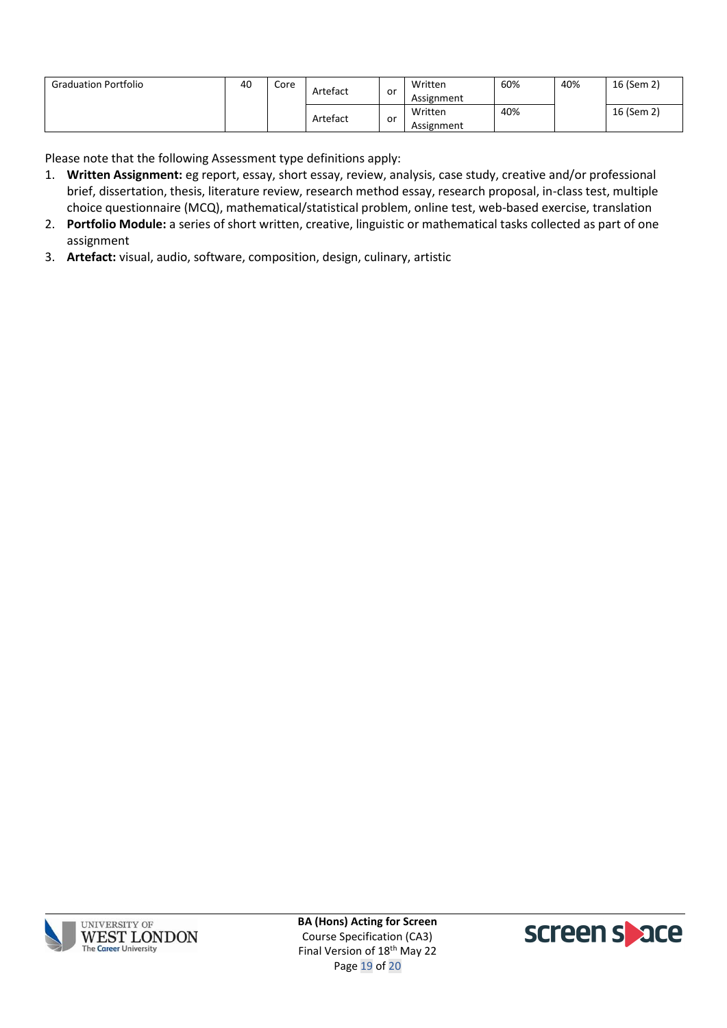| Graduation Portfolio | 40 | Core | Artefact | or | Written Assignment | 60% | 40% | 16 (Sem 2) |
|---|---|---|---|---|---|---|---|---|
| | | | Artefact | or | Written Assignment | 40% | | 16 (Sem 2) |

Please note that the following Assessment type definitions apply:

1. **Written Assignment:** eg report, essay, short essay, review, analysis, case study, creative and/or professional brief, dissertation, thesis, literature review, research method essay, research proposal, in-class test, multiple choice questionnaire (MCQ), mathematical/statistical problem, online test, web-based exercise, translation
2. **Portfolio Module:** a series of short written, creative, linguistic or mathematical tasks collected as part of one assignment
3. **Artefact:** visual, audio, software, composition, design, culinary, artistic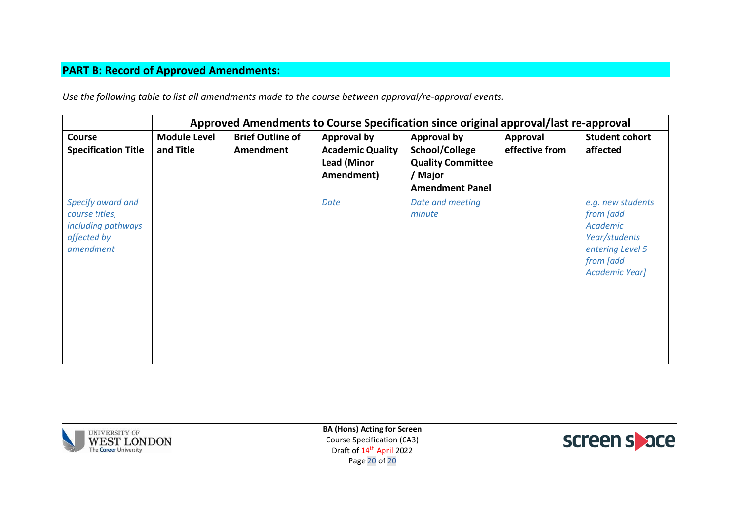## PART B: Record of Approved Amendments:

*Use the following table to list all amendments made to the course between approval/re-approval events.*

| | Approved Amendments to Course Specification since original approval/last re-approval | | | | | |
|---|---|---|---|---|---|---|
| **Course Specification Title** | **Module Level and Title** | **Brief Outline of Amendment** | **Approval by Academic Quality Lead (Minor Amendment)** | **Approval by School/College Quality Committee / Major Amendment Panel** | **Approval effective from** | **Student cohort affected** |
| *Specify award and course titles, including pathways affected by amendment* | | | *Date* | *Date and meeting minute* | | *e.g. new students from [add Academic Year/students entering Level 5 from [add Academic Year]* |
| | | | | | | |
| | | | | | | |